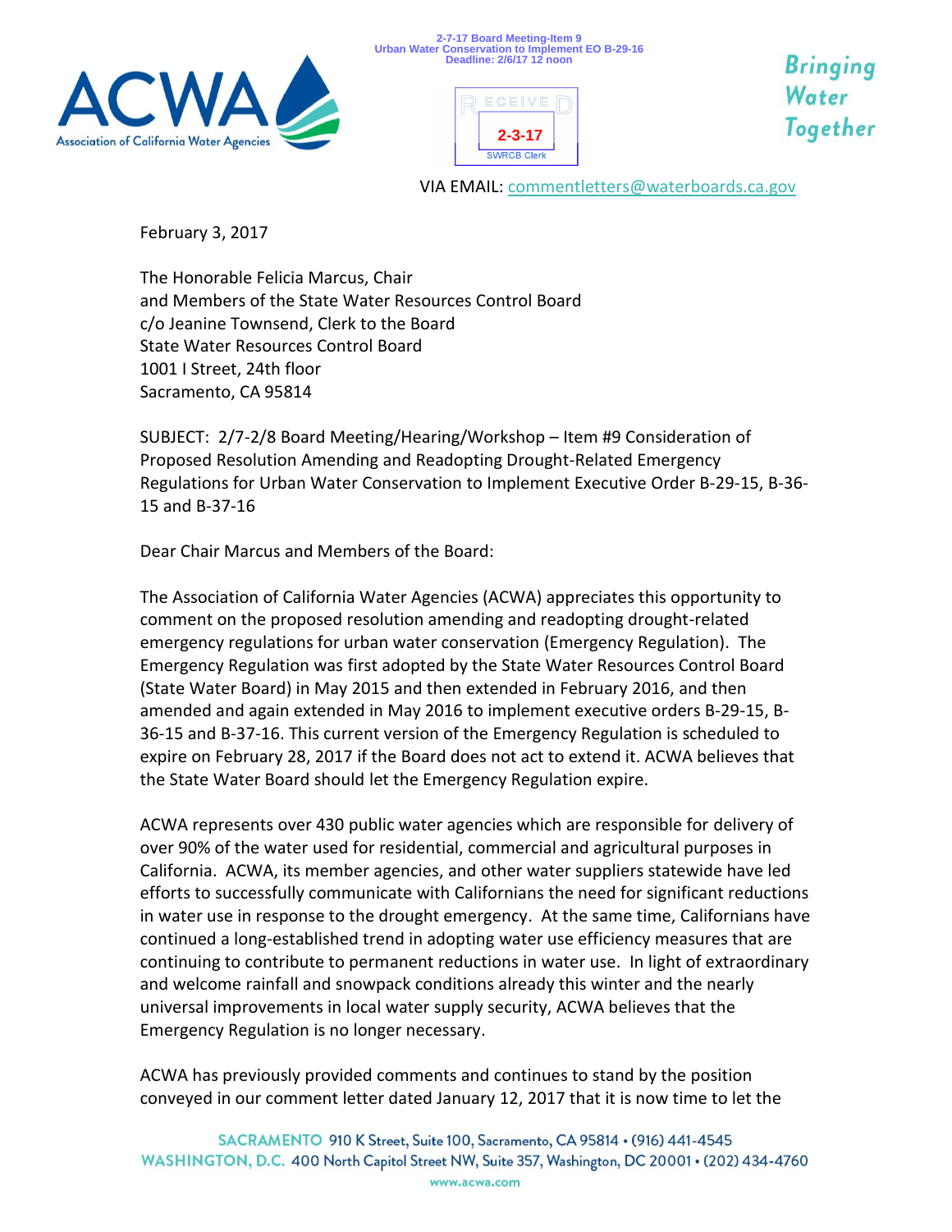2-7-17 Board Meeting-Item 9
Urban Water Conservation to Implement EO B-29-16
Deadline: 2/6/17 12 noon

RECEIVED
2-3-17
SWRCB Clerk

ACWA
Association of California Water Agencies

*Bringing Water Together*

VIA EMAIL: commentletters@waterboards.ca.gov

February 3, 2017

The Honorable Felicia Marcus, Chair
and Members of the State Water Resources Control Board
c/o Jeanine Townsend, Clerk to the Board
State Water Resources Control Board
1001 I Street, 24th floor
Sacramento, CA 95814

SUBJECT: 2/7-2/8 Board Meeting/Hearing/Workshop – Item #9 Consideration of Proposed Resolution Amending and Readopting Drought-Related Emergency Regulations for Urban Water Conservation to Implement Executive Order B-29-15, B-36-15 and B-37-16

Dear Chair Marcus and Members of the Board:

The Association of California Water Agencies (ACWA) appreciates this opportunity to comment on the proposed resolution amending and readopting drought-related emergency regulations for urban water conservation (Emergency Regulation). The Emergency Regulation was first adopted by the State Water Resources Control Board (State Water Board) in May 2015 and then extended in February 2016, and then amended and again extended in May 2016 to implement executive orders B-29-15, B-36-15 and B-37-16. This current version of the Emergency Regulation is scheduled to expire on February 28, 2017 if the Board does not act to extend it. ACWA believes that the State Water Board should let the Emergency Regulation expire.

ACWA represents over 430 public water agencies which are responsible for delivery of over 90% of the water used for residential, commercial and agricultural purposes in California. ACWA, its member agencies, and other water suppliers statewide have led efforts to successfully communicate with Californians the need for significant reductions in water use in response to the drought emergency. At the same time, Californians have continued a long-established trend in adopting water use efficiency measures that are continuing to contribute to permanent reductions in water use. In light of extraordinary and welcome rainfall and snowpack conditions already this winter and the nearly universal improvements in local water supply security, ACWA believes that the Emergency Regulation is no longer necessary.

ACWA has previously provided comments and continues to stand by the position conveyed in our comment letter dated January 12, 2017 that it is now time to let the

SACRAMENTO 910 K Street, Suite 100, Sacramento, CA 95814 • (916) 441-4545
WASHINGTON, D.C. 400 North Capitol Street NW, Suite 357, Washington, DC 20001 • (202) 434-4760
www.acwa.com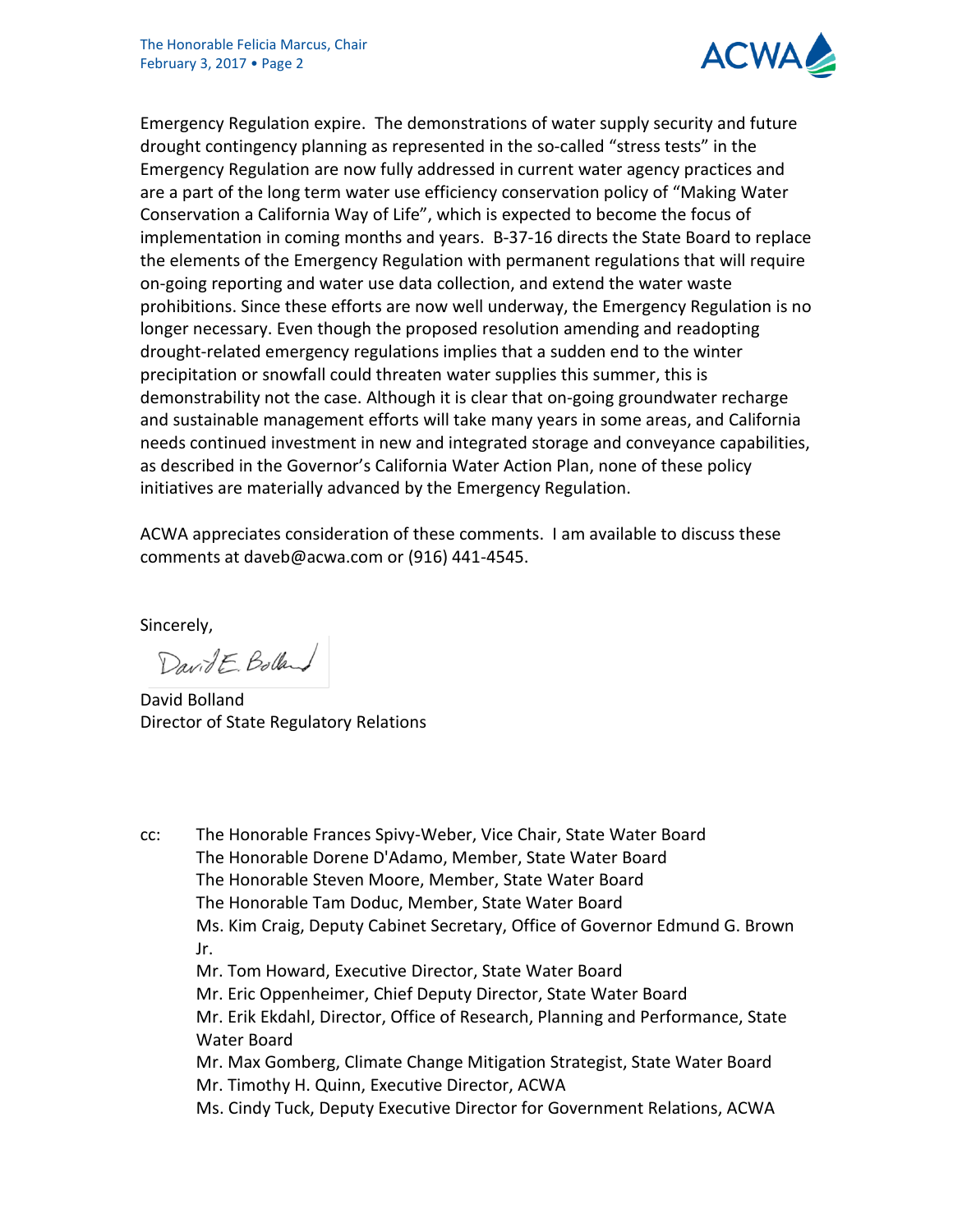Emergency Regulation expire. The demonstrations of water supply security and future drought contingency planning as represented in the so-called "stress tests" in the Emergency Regulation are now fully addressed in current water agency practices and are a part of the long term water use efficiency conservation policy of "Making Water Conservation a California Way of Life", which is expected to become the focus of implementation in coming months and years. B-37-16 directs the State Board to replace the elements of the Emergency Regulation with permanent regulations that will require on-going reporting and water use data collection, and extend the water waste prohibitions. Since these efforts are now well underway, the Emergency Regulation is no longer necessary. Even though the proposed resolution amending and readopting drought-related emergency regulations implies that a sudden end to the winter precipitation or snowfall could threaten water supplies this summer, this is demonstrability not the case. Although it is clear that on-going groundwater recharge and sustainable management efforts will take many years in some areas, and California needs continued investment in new and integrated storage and conveyance capabilities, as described in the Governor's California Water Action Plan, none of these policy initiatives are materially advanced by the Emergency Regulation.

ACWA appreciates consideration of these comments. I am available to discuss these comments at daveb@acwa.com or (916) 441-4545.

Sincerely,

David E. Bolland

David Bolland
Director of State Regulatory Relations

cc: The Honorable Frances Spivy-Weber, Vice Chair, State Water Board
The Honorable Dorene D'Adamo, Member, State Water Board
The Honorable Steven Moore, Member, State Water Board
The Honorable Tam Doduc, Member, State Water Board
Ms. Kim Craig, Deputy Cabinet Secretary, Office of Governor Edmund G. Brown Jr.
Mr. Tom Howard, Executive Director, State Water Board
Mr. Eric Oppenheimer, Chief Deputy Director, State Water Board
Mr. Erik Ekdahl, Director, Office of Research, Planning and Performance, State Water Board
Mr. Max Gomberg, Climate Change Mitigation Strategist, State Water Board
Mr. Timothy H. Quinn, Executive Director, ACWA
Ms. Cindy Tuck, Deputy Executive Director for Government Relations, ACWA